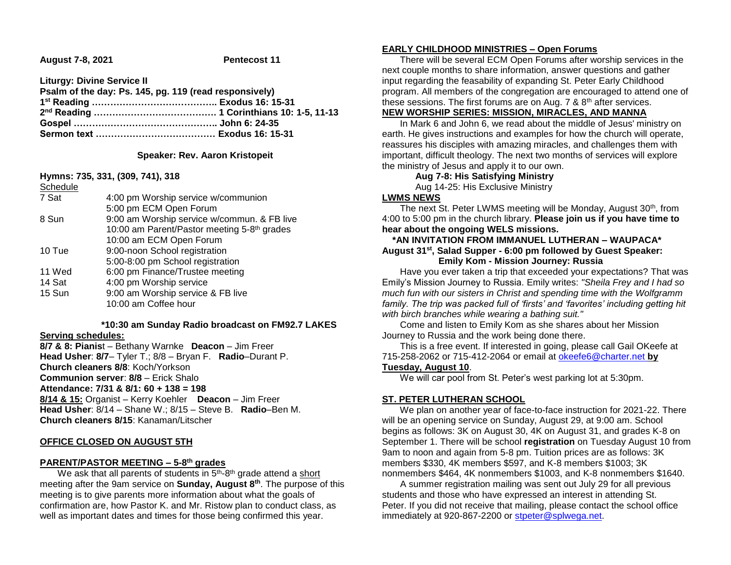**August 7-8, 2021** **Pentecost 11**

**Liturgy: Divine Service II**
**Psalm of the day: Ps. 145, pg. 119 (read responsively)**
**1st Reading ………………………………….. Exodus 16: 15-31**
**2nd Reading …………………………………. 1 Corinthians 10: 1-5, 11-13**
**Gospel ……………………………………….. John 6: 24-35**
**Sermon text …………………………………. Exodus 16: 15-31**

**Speaker: Rev. Aaron Kristopeit**

**Hymns: 735, 331, (309, 741), 318**

Schedule

| | |
|---|---|
| 7 Sat | 4:00 pm Worship service w/communion |
| | 5:00 pm ECM Open Forum |
| 8 Sun | 9:00 am Worship service w/commun. & FB live |
| | 10:00 am Parent/Pastor meeting 5-8th grades |
| | 10:00 am ECM Open Forum |
| 10 Tue | 9:00-noon School registration |
| | 5:00-8:00 pm School registration |
| 11 Wed | 6:00 pm Finance/Trustee meeting |
| 14 Sat | 4:00 pm Worship service |
| 15 Sun | 9:00 am Worship service & FB live |
| | 10:00 am Coffee hour |

**\*10:30 am Sunday Radio broadcast on FM92.7 LAKES**

**Serving schedules:**

**8/7 & 8: Pianis**t – Bethany Warnke **Deacon** – Jim Freer
**Head Usher**: **8/7**– Tyler T.; 8/8 – Bryan F. **Radio**–Durant P.
**Church cleaners 8/8**: Koch/Yorkson
**Communion server**: **8/8** – Erick Shalo
**Attendance: 7/31 & 8/1: 60 + 138 = 198**
**8/14 & 15:** Organist – Kerry Koehler **Deacon** – Jim Freer
**Head Usher**: 8/14 – Shane W.; 8/15 – Steve B. **Radio**–Ben M.
**Church cleaners 8/15**: Kanaman/Litscher

**OFFICE CLOSED ON AUGUST 5TH**

**PARENT/PASTOR MEETING – 5-8th grades**

We ask that all parents of students in 5th-8th grade attend a short meeting after the 9am service on **Sunday, August 8th**. The purpose of this meeting is to give parents more information about what the goals of confirmation are, how Pastor K. and Mr. Ristow plan to conduct class, as well as important dates and times for those being confirmed this year.

**EARLY CHILDHOOD MINISTRIES – Open Forums**

There will be several ECM Open Forums after worship services in the next couple months to share information, answer questions and gather input regarding the feasability of expanding St. Peter Early Childhood program. All members of the congregation are encouraged to attend one of these sessions. The first forums are on Aug. 7 & 8th after services.

**NEW WORSHIP SERIES: MISSION, MIRACLES, AND MANNA**

In Mark 6 and John 6, we read about the middle of Jesus' ministry on earth. He gives instructions and examples for how the church will operate, reassures his disciples with amazing miracles, and challenges them with important, difficult theology. The next two months of services will explore the ministry of Jesus and apply it to our own.

**Aug 7-8: His Satisfying Ministry**
Aug 14-25: His Exclusive Ministry

**LWMS NEWS**

The next St. Peter LWMS meeting will be Monday, August 30th, from 4:00 to 5:00 pm in the church library. **Please join us if you have time to hear about the ongoing WELS missions.**

**\*AN INVITATION FROM IMMANUEL LUTHERAN – WAUPACA\***
**August 31st, Salad Supper - 6:00 pm followed by Guest Speaker: Emily Kom - Mission Journey: Russia**

Have you ever taken a trip that exceeded your expectations? That was Emily's Mission Journey to Russia. Emily writes: *"Sheila Frey and I had so much fun with our sisters in Christ and spending time with the Wolfgramm family. The trip was packed full of 'firsts' and 'favorites' including getting hit with birch branches while wearing a bathing suit."*

Come and listen to Emily Kom as she shares about her Mission Journey to Russia and the work being done there.

This is a free event. If interested in going, please call Gail OKeefe at 715-258-2062 or 715-412-2064 or email at okeefe6@charter.net **by Tuesday, August 10**.

We will car pool from St. Peter's west parking lot at 5:30pm.

**ST. PETER LUTHERAN SCHOOL**

We plan on another year of face-to-face instruction for 2021-22. There will be an opening service on Sunday, August 29, at 9:00 am. School begins as follows: 3K on August 30, 4K on August 31, and grades K-8 on September 1. There will be school **registration** on Tuesday August 10 from 9am to noon and again from 5-8 pm. Tuition prices are as follows: 3K members $330, 4K members $597, and K-8 members $1003; 3K nonmembers $464, 4K nonmembers $1003, and K-8 nonmembers $1640.

A summer registration mailing was sent out July 29 for all previous students and those who have expressed an interest in attending St. Peter. If you did not receive that mailing, please contact the school office immediately at 920-867-2200 or stpeter@splwega.net.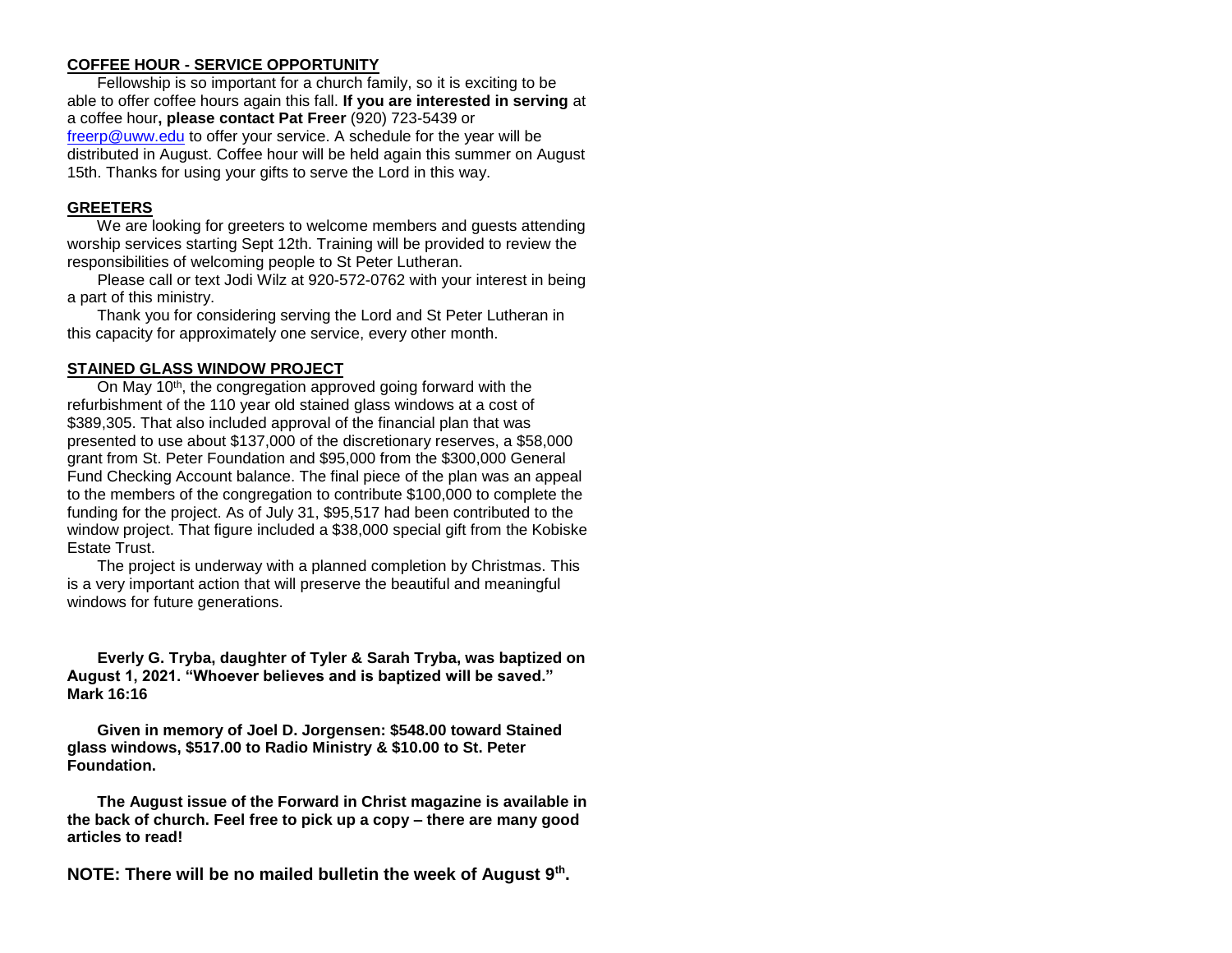## COFFEE HOUR - SERVICE OPPORTUNITY

Fellowship is so important for a church family, so it is exciting to be able to offer coffee hours again this fall. **If you are interested in serving** at a coffee hour**, please contact Pat Freer** (920) 723-5439 or freerp@uww.edu to offer your service. A schedule for the year will be distributed in August. Coffee hour will be held again this summer on August 15th. Thanks for using your gifts to serve the Lord in this way.

## GREETERS

We are looking for greeters to welcome members and guests attending worship services starting Sept 12th. Training will be provided to review the responsibilities of welcoming people to St Peter Lutheran.

Please call or text Jodi Wilz at 920-572-0762 with your interest in being a part of this ministry.

Thank you for considering serving the Lord and St Peter Lutheran in this capacity for approximately one service, every other month.

## STAINED GLASS WINDOW PROJECT

On May 10th, the congregation approved going forward with the refurbishment of the 110 year old stained glass windows at a cost of $389,305. That also included approval of the financial plan that was presented to use about $137,000 of the discretionary reserves, a $58,000 grant from St. Peter Foundation and $95,000 from the $300,000 General Fund Checking Account balance. The final piece of the plan was an appeal to the members of the congregation to contribute $100,000 to complete the funding for the project. As of July 31, $95,517 had been contributed to the window project. That figure included a $38,000 special gift from the Kobiske Estate Trust.

The project is underway with a planned completion by Christmas. This is a very important action that will preserve the beautiful and meaningful windows for future generations.

**Everly G. Tryba, daughter of Tyler & Sarah Tryba, was baptized on August 1, 2021. "Whoever believes and is baptized will be saved." Mark 16:16**

**Given in memory of Joel D. Jorgensen: $548.00 toward Stained glass windows, $517.00 to Radio Ministry & $10.00 to St. Peter Foundation.**

**The August issue of the Forward in Christ magazine is available in the back of church. Feel free to pick up a copy – there are many good articles to read!**

**NOTE: There will be no mailed bulletin the week of August 9th.**